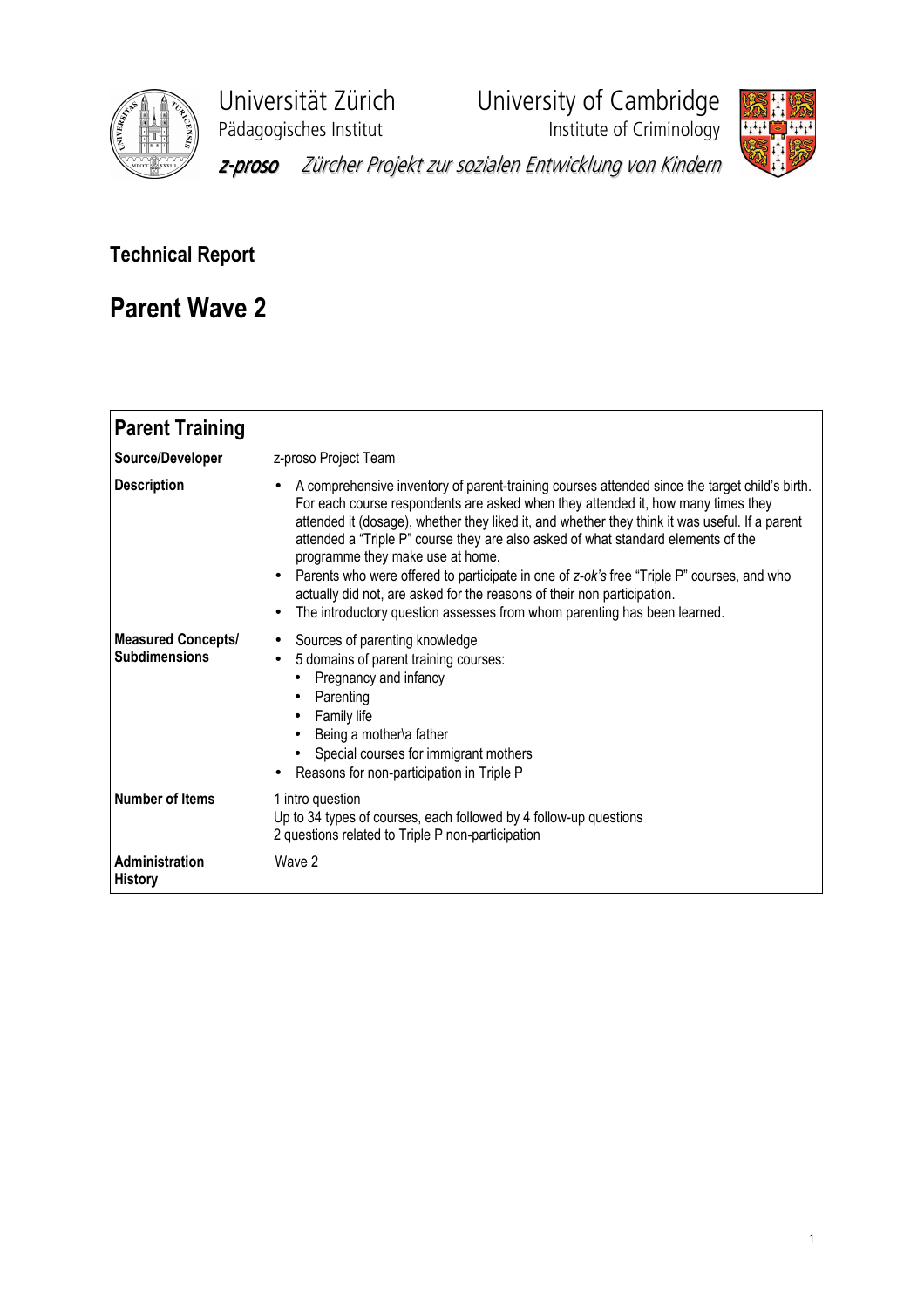Universität Zürich
Pädagogisches Institut

University of Cambridge
Institute of Criminology

*z-proso* *Zürcher Projekt zur sozialen Entwicklung von Kindern*

## Technical Report

# Parent Wave 2

| **Parent Training** | |
|---|---|
| **Source/Developer** | z-proso Project Team |
| **Description** | • A comprehensive inventory of parent-training courses attended since the target child's birth. For each course respondents are asked when they attended it, how many times they attended it (dosage), whether they liked it, and whether they think it was useful. If a parent attended a "Triple P" course they are also asked of what standard elements of the programme they make use at home.<br>• Parents who were offered to participate in one of *z-ok's* free "Triple P" courses, and who actually did not, are asked for the reasons of their non participation.<br>• The introductory question assesses from whom parenting has been learned. |
| **Measured Concepts/ Subdimensions** | • Sources of parenting knowledge<br>• 5 domains of parent training courses:<br>&nbsp;&nbsp;• Pregnancy and infancy<br>&nbsp;&nbsp;• Parenting<br>&nbsp;&nbsp;• Family life<br>&nbsp;&nbsp;• Being a mother\a father<br>&nbsp;&nbsp;• Special courses for immigrant mothers<br>• Reasons for non-participation in Triple P |
| **Number of Items** | 1 intro question<br>Up to 34 types of courses, each followed by 4 follow-up questions<br>2 questions related to Triple P non-participation |
| **Administration History** | Wave 2 |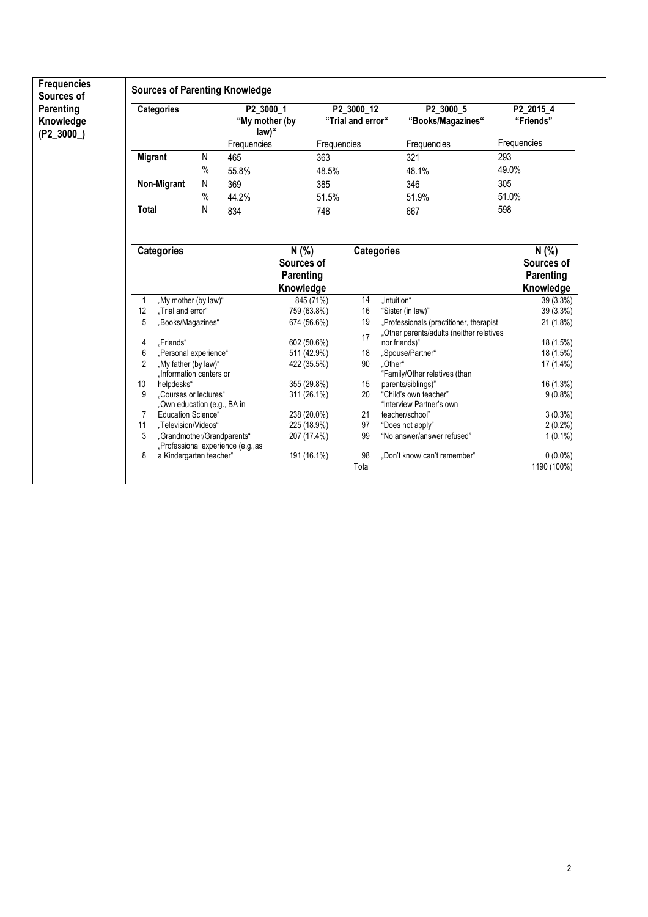**Frequencies Sources of Parenting Knowledge (P2_3000_)**

## Sources of Parenting Knowledge

| Categories | | P2_3000_1 "My mother (by law)" | P2_3000_12 "Trial and error" | P2_3000_5 "Books/Magazines" | P2_2015_4 "Friends" |
|---|---|---|---|---|---|
| | | Frequencies | Frequencies | Frequencies | Frequencies |
| **Migrant** | N | 465 | 363 | 321 | 293 |
| | % | 55.8% | 48.5% | 48.1% | 49.0% |
| **Non-Migrant** | N | 369 | 385 | 346 | 305 |
| | % | 44.2% | 51.5% | 51.9% | 51.0% |
| **Total** | N | 834 | 748 | 667 | 598 |

| | Categories | N (%) Sources of Parenting Knowledge | | Categories | N (%) Sources of Parenting Knowledge |
|---|---|---|---|---|---|
| 1 | „My mother (by law)“ | 845 (71%) | 14 | „Intuition“ | 39 (3.3%) |
| 12 | „Trial and error“ | 759 (63.8%) | 16 | "Sister (in law)" | 39 (3.3%) |
| 5 | „Books/Magazines“ | 674 (56.6%) | 19 | „Professionals (practitioner, therapist | 21 (1.8%) |
| 4 | „Friends“ | 602 (50.6%) | 17 | „Other parents/adults (neither relatives nor friends)“ | 18 (1.5%) |
| 6 | „Personal experience“ | 511 (42.9%) | 18 | „Spouse/Partner“ | 18 (1.5%) |
| 2 | „My father (by law)“ | 422 (35.5%) | 90 | „Other“ | 17 (1.4%) |
| 10 | „Information centers or helpdesks“ | 355 (29.8%) | 15 | "Family/Other relatives (than parents/siblings)" | 16 (1.3%) |
| 9 | „Courses or lectures“ | 311 (26.1%) | 20 | "Child's own teacher" | 9 (0.8%) |
| 7 | „Own education (e.g., BA in Education Science“ | 238 (20.0%) | 21 | "Interview Partner's own teacher/school" | 3 (0.3%) |
| 11 | „Television/Videos“ | 225 (18.9%) | 97 | "Does not apply" | 2 (0.2%) |
| 3 | „Grandmother/Grandparents“ | 207 (17.4%) | 99 | "No answer/answer refused" | 1 (0.1%) |
| 8 | „Professional experience (e.g.,as a Kindergarten teacher“ | 191 (16.1%) | 98 | „Don't know/ can't remember“ | 0 (0.0%) |
| | | | Total | | 1190 (100%) |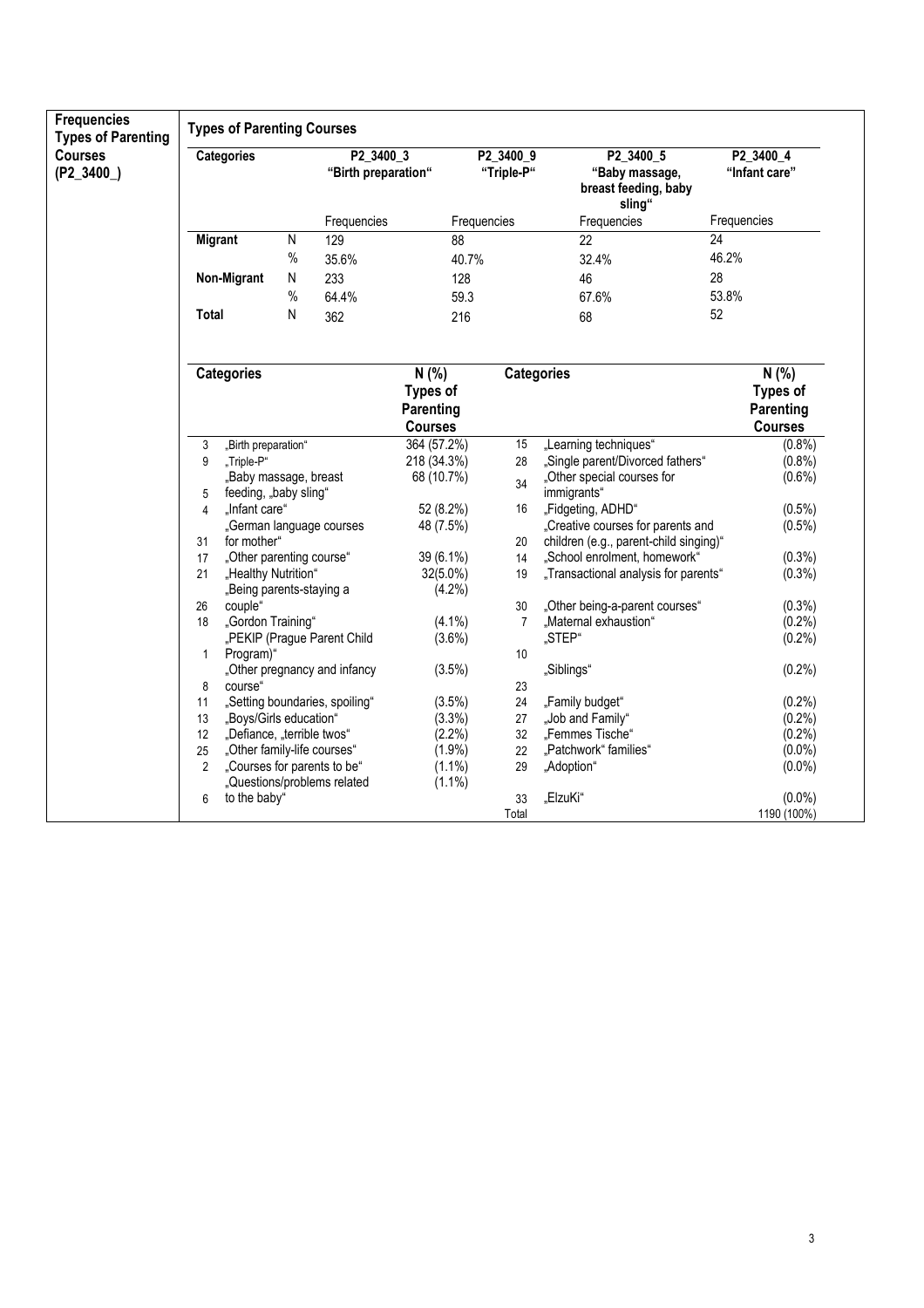**Frequencies Types of Parenting Courses (P2_3400_)**

**Types of Parenting Courses**

| Categories | | P2_3400_3 "Birth preparation" | P2_3400_9 "Triple-P" | P2_3400_5 "Baby massage, breast feeding, baby sling" | P2_3400_4 "Infant care" |
|---|---|---|---|---|---|
| | | Frequencies | Frequencies | Frequencies | Frequencies |
| **Migrant** | N | 129 | 88 | 22 | 24 |
| | % | 35.6% | 40.7% | 32.4% | 46.2% |
| **Non-Migrant** | N | 233 | 128 | 46 | 28 |
| | % | 64.4% | 59.3 | 67.6% | 53.8% |
| **Total** | N | 362 | 216 | 68 | 52 |

| | **Categories** | **N (%) Types of Parenting Courses** | | **Categories** | **N (%) Types of Parenting Courses** |
|---|---|---|---|---|---|
| 3 | „Birth preparation" | 364 (57.2%) | 15 | „Learning techniques" | (0.8%) |
| 9 | „Triple-P" | 218 (34.3%) | 28 | „Single parent/Divorced fathers" | (0.8%) |
| 5 | „Baby massage, breast feeding, „baby sling" | 68 (10.7%) | 34 | „Other special courses for immigrants" | (0.6%) |
| 4 | „Infant care" | 52 (8.2%) | 16 | „Fidgeting, ADHD" | (0.5%) |
| 31 | „German language courses for mother" | 48 (7.5%) | 20 | „Creative courses for parents and children (e.g., parent-child singing)" | (0.5%) |
| 17 | „Other parenting course" | 39 (6.1%) | 14 | „School enrolment, homework" | (0.3%) |
| 21 | „Healthy Nutrition" | 32(5.0%) | 19 | „Transactional analysis for parents" | (0.3%) |
| 26 | „Being parents-staying a couple" | (4.2%) | 30 | „Other being-a-parent courses" | (0.3%) |
| 18 | „Gordon Training" | (4.1%) | 7 | „Maternal exhaustion" | (0.2%) |
| 1 | „PEKIP (Prague Parent Child Program)" | (3.6%) | 10 | „STEP" | (0.2%) |
| 8 | „Other pregnancy and infancy course" | (3.5%) | 23 | „Siblings" | (0.2%) |
| 11 | „Setting boundaries, spoiling" | (3.5%) | 24 | „Family budget" | (0.2%) |
| 13 | „Boys/Girls education" | (3.3%) | 27 | „Job and Family" | (0.2%) |
| 12 | „Defiance, „terrible twos" | (2.2%) | 32 | „Femmes Tische" | (0.2%) |
| 25 | „Other family-life courses" | (1.9%) | 22 | „Patchwork" families" | (0.0%) |
| 2 | „Courses for parents to be" | (1.1%) | 29 | „Adoption" | (0.0%) |
| 6 | „Questions/problems related to the baby" | (1.1%) | 33 | „ElzuKi" | (0.0%) |
| | | | Total | | 1190 (100%) |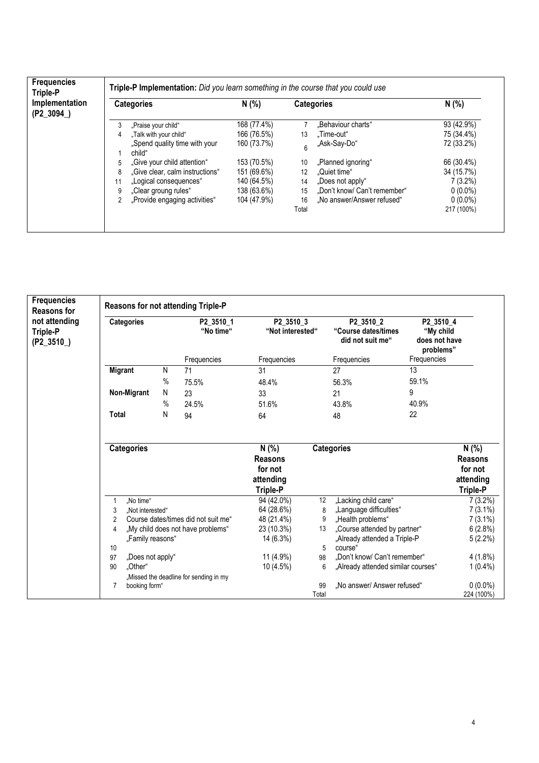| **Frequencies Triple-P Implementation (P2_3094_)** | **Triple-P Implementation:** *Did you learn something in the course that you could use* | | | | | |
|---|---|---|---|---|---|---|
| | **Categories** | | **N (%)** | **Categories** | | **N (%)** |
| | 3 | „Praise your child“ | 168 (77.4%) | 7 | „Behaviour charts“ | 93 (42.9%) |
| | 4 | „Talk with your child“ | 166 (76.5%) | 13 | „Time-out“ | 75 (34.4%) |
| | 1 | „Spend quality time with your child“ | 160 (73.7%) | 6 | „Ask-Say-Do“ | 72 (33.2%) |
| | 5 | „Give your child attention“ | 153 (70.5%) | 10 | „Planned ignoring“ | 66 (30.4%) |
| | 8 | „Give clear, calm instructions“ | 151 (69.6%) | 12 | „Quiet time“ | 34 (15.7%) |
| | 11 | „Logical consequences“ | 140 (64.5%) | 14 | „Does not apply“ | 7 (3.2%) |
| | 9 | „Clear groung rules“ | 138 (63.6%) | 15 | „Don't know/ Can't remember“ | 0 (0.0%) |
| | 2 | „Provide engaging activities“ | 104 (47.9%) | 16 | „No answer/Answer refused“ | 0 (0.0%) |
| | | | | Total | | 217 (100%) |

| **Frequencies Reasons for not attending Triple-P (P2_3510_)** | **Reasons for not attending Triple-P** | | | | | |
|---|---|---|---|---|---|---|
| | **Categories** | | **P2_3510_1 "No time"** | **P2_3510_3 "Not interested"** | **P2_3510_2 "Course dates/times did not suit me"** | **P2_3510_4 "My child does not have problems"** |
| | | | Frequencies | Frequencies | Frequencies | Frequencies |
| | **Migrant** | N | 71 | 31 | 27 | 13 |
| | | % | 75.5% | 48.4% | 56.3% | 59.1% |
| | **Non-Migrant** | N | 23 | 33 | 21 | 9 |
| | | % | 24.5% | 51.6% | 43.8% | 40.9% |
| | **Total** | N | 94 | 64 | 48 | 22 |

| **Categories** | | **N (%) Reasons for not attending Triple-P** | **Categories** | | **N (%) Reasons for not attending Triple-P** |
|---|---|---|---|---|---|
| 1 | „No time“ | 94 (42.0%) | 12 | „Lacking child care“ | 7 (3.2%) |
| 3 | „Not interested“ | 64 (28.6%) | 8 | „Language difficulties“ | 7 (3.1%) |
| 2 | Course dates/times did not suit me“ | 48 (21.4%) | 9 | „Health problems“ | 7 (3.1%) |
| 4 | „My child does not have problems“ | 23 (10.3%) | 13 | „Course attended by partner“ | 6 (2.8%) |
| 10 | „Family reasons“ | 14 (6.3%) | 5 | „Already attended a Triple-P course“ | 5 (2.2%) |
| 97 | „Does not apply“ | 11 (4.9%) | 98 | „Don't know/ Can't remember“ | 4 (1.8%) |
| 90 | „Other“ | 10 (4.5%) | 6 | „Already attended similar courses“ | 1 (0.4%) |
| 7 | „Missed the deadline for sending in my booking form“ | | 99 | „No answer/ Answer refused“ | 0 (0.0%) |
| | | | Total | | 224 (100%) |